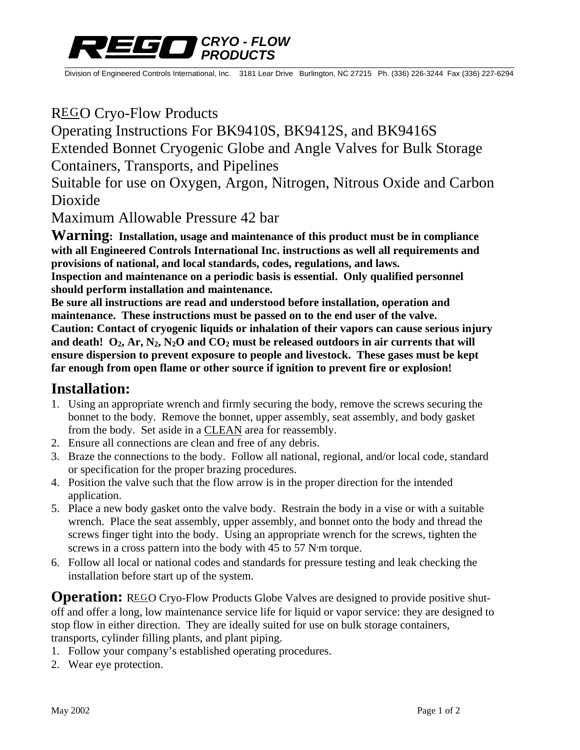**REGO CRYO - FLOW PRODUCTS**

Division of Engineered Controls International, Inc. 3181 Lear Drive Burlington, NC 27215 Ph. (336) 226-3244 Fax (336) 227-6294

# REGO Cryo-Flow Products
# Operating Instructions For BK9410S, BK9412S, and BK9416S
# Extended Bonnet Cryogenic Globe and Angle Valves for Bulk Storage Containers, Transports, and Pipelines
# Suitable for use on Oxygen, Argon, Nitrogen, Nitrous Oxide and Carbon Dioxide
# Maximum Allowable Pressure 42 bar

**Warning: Installation, usage and maintenance of this product must be in compliance with all Engineered Controls International Inc. instructions as well all requirements and provisions of national, and local standards, codes, regulations, and laws.**
**Inspection and maintenance on a periodic basis is essential. Only qualified personnel should perform installation and maintenance.**
**Be sure all instructions are read and understood before installation, operation and maintenance. These instructions must be passed on to the end user of the valve.**
**Caution: Contact of cryogenic liquids or inhalation of their vapors can cause serious injury and death! $O_2$, Ar, $N_2$, $N_2O$ and $CO_2$ must be released outdoors in air currents that will ensure dispersion to prevent exposure to people and livestock. These gases must be kept far enough from open flame or other source if ignition to prevent fire or explosion!**

## Installation:

1. Using an appropriate wrench and firmly securing the body, remove the screws securing the bonnet to the body. Remove the bonnet, upper assembly, seat assembly, and body gasket from the body. Set aside in a CLEAN area for reassembly.
2. Ensure all connections are clean and free of any debris.
3. Braze the connections to the body. Follow all national, regional, and/or local code, standard or specification for the proper brazing procedures.
4. Position the valve such that the flow arrow is in the proper direction for the intended application.
5. Place a new body gasket onto the valve body. Restrain the body in a vise or with a suitable wrench. Place the seat assembly, upper assembly, and bonnet onto the body and thread the screws finger tight into the body. Using an appropriate wrench for the screws, tighten the screws in a cross pattern into the body with 45 to 57 N·m torque.
6. Follow all local or national codes and standards for pressure testing and leak checking the installation before start up of the system.

**Operation:** REGO Cryo-Flow Products Globe Valves are designed to provide positive shut-off and offer a long, low maintenance service life for liquid or vapor service: they are designed to stop flow in either direction. They are ideally suited for use on bulk storage containers, transports, cylinder filling plants, and plant piping.

1. Follow your company's established operating procedures.
2. Wear eye protection.

May 2002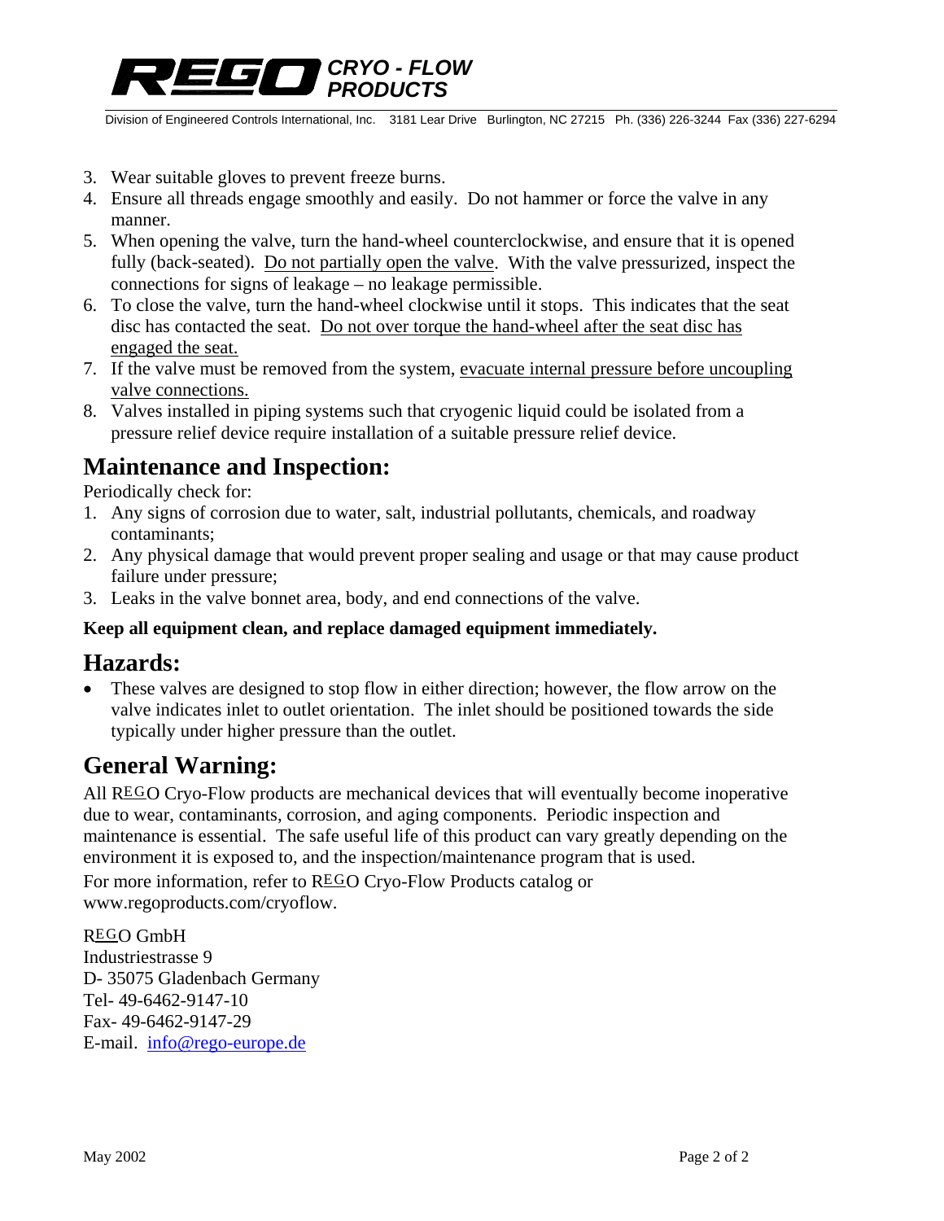3. Wear suitable gloves to prevent freeze burns.
4. Ensure all threads engage smoothly and easily. Do not hammer or force the valve in any manner.
5. When opening the valve, turn the hand-wheel counterclockwise, and ensure that it is opened fully (back-seated). Do not partially open the valve. With the valve pressurized, inspect the connections for signs of leakage – no leakage permissible.
6. To close the valve, turn the hand-wheel clockwise until it stops. This indicates that the seat disc has contacted the seat. Do not over torque the hand-wheel after the seat disc has engaged the seat.
7. If the valve must be removed from the system, evacuate internal pressure before uncoupling valve connections.
8. Valves installed in piping systems such that cryogenic liquid could be isolated from a pressure relief device require installation of a suitable pressure relief device.

## Maintenance and Inspection:

Periodically check for:

1. Any signs of corrosion due to water, salt, industrial pollutants, chemicals, and roadway contaminants;
2. Any physical damage that would prevent proper sealing and usage or that may cause product failure under pressure;
3. Leaks in the valve bonnet area, body, and end connections of the valve.

**Keep all equipment clean, and replace damaged equipment immediately.**

## Hazards:

- These valves are designed to stop flow in either direction; however, the flow arrow on the valve indicates inlet to outlet orientation. The inlet should be positioned towards the side typically under higher pressure than the outlet.

## General Warning:

All REGO Cryo-Flow products are mechanical devices that will eventually become inoperative due to wear, contaminants, corrosion, and aging components. Periodic inspection and maintenance is essential. The safe useful life of this product can vary greatly depending on the environment it is exposed to, and the inspection/maintenance program that is used.

For more information, refer to REGO Cryo-Flow Products catalog or www.regoproducts.com/cryoflow.

REGO GmbH
Industriestrasse 9
D- 35075 Gladenbach Germany
Tel- 49-6462-9147-10
Fax- 49-6462-9147-29
E-mail. info@rego-europe.de

May 2002